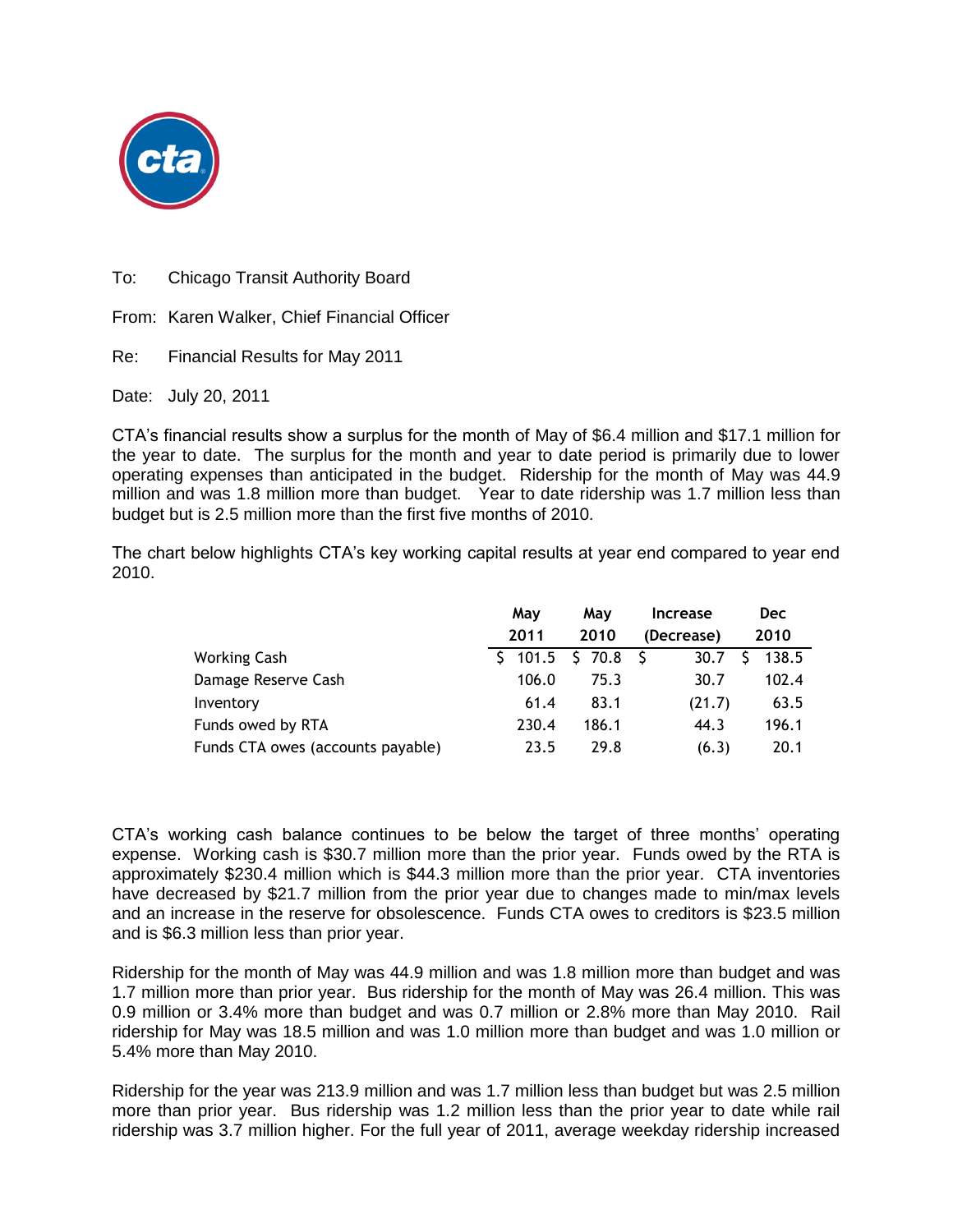To: Chicago Transit Authority Board

From: Karen Walker, Chief Financial Officer

Re: Financial Results for May 2011

Date: July 20, 2011

CTA's financial results show a surplus for the month of May of $6.4 million and $17.1 million for the year to date. The surplus for the month and year to date period is primarily due to lower operating expenses than anticipated in the budget. Ridership for the month of May was 44.9 million and was 1.8 million more than budget. Year to date ridership was 1.7 million less than budget but is 2.5 million more than the first five months of 2010.

The chart below highlights CTA's key working capital results at year end compared to year end 2010.

| | May 2011 | May 2010 | Increase (Decrease) | Dec 2010 |
|---|---|---|---|---|
| Working Cash | $ 101.5 | $ 70.8 | $ 30.7 | $ 138.5 |
| Damage Reserve Cash | 106.0 | 75.3 | 30.7 | 102.4 |
| Inventory | 61.4 | 83.1 | (21.7) | 63.5 |
| Funds owed by RTA | 230.4 | 186.1 | 44.3 | 196.1 |
| Funds CTA owes (accounts payable) | 23.5 | 29.8 | (6.3) | 20.1 |

CTA's working cash balance continues to be below the target of three months' operating expense. Working cash is $30.7 million more than the prior year. Funds owed by the RTA is approximately $230.4 million which is $44.3 million more than the prior year. CTA inventories have decreased by $21.7 million from the prior year due to changes made to min/max levels and an increase in the reserve for obsolescence. Funds CTA owes to creditors is $23.5 million and is $6.3 million less than prior year.

Ridership for the month of May was 44.9 million and was 1.8 million more than budget and was 1.7 million more than prior year. Bus ridership for the month of May was 26.4 million. This was 0.9 million or 3.4% more than budget and was 0.7 million or 2.8% more than May 2010. Rail ridership for May was 18.5 million and was 1.0 million more than budget and was 1.0 million or 5.4% more than May 2010.

Ridership for the year was 213.9 million and was 1.7 million less than budget but was 2.5 million more than prior year. Bus ridership was 1.2 million less than the prior year to date while rail ridership was 3.7 million higher. For the full year of 2011, average weekday ridership increased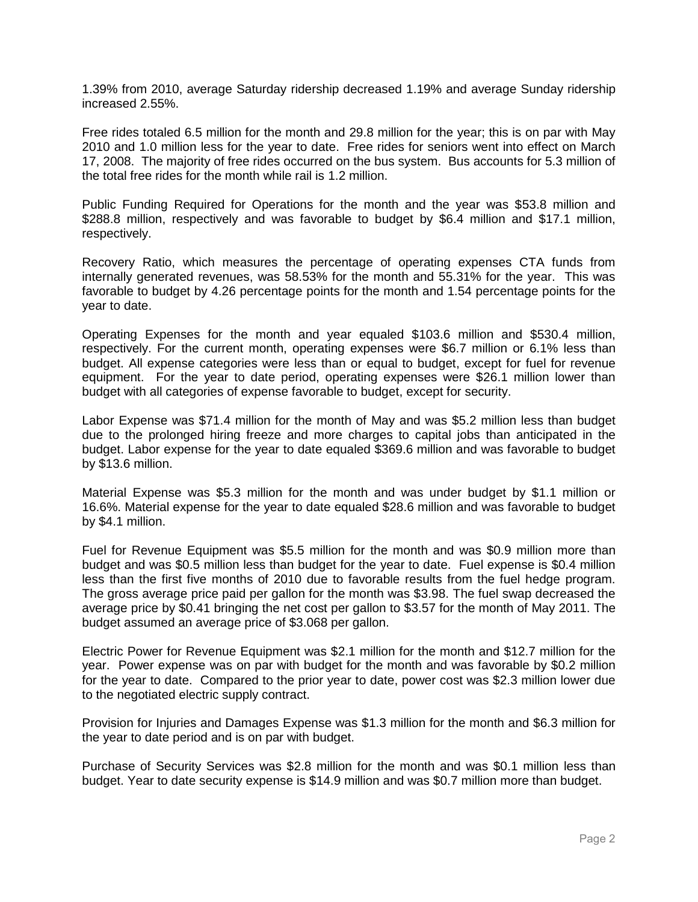1.39% from 2010, average Saturday ridership decreased 1.19% and average Sunday ridership increased 2.55%.

Free rides totaled 6.5 million for the month and 29.8 million for the year; this is on par with May 2010 and 1.0 million less for the year to date. Free rides for seniors went into effect on March 17, 2008. The majority of free rides occurred on the bus system. Bus accounts for 5.3 million of the total free rides for the month while rail is 1.2 million.

Public Funding Required for Operations for the month and the year was $53.8 million and $288.8 million, respectively and was favorable to budget by $6.4 million and $17.1 million, respectively.

Recovery Ratio, which measures the percentage of operating expenses CTA funds from internally generated revenues, was 58.53% for the month and 55.31% for the year. This was favorable to budget by 4.26 percentage points for the month and 1.54 percentage points for the year to date.

Operating Expenses for the month and year equaled $103.6 million and $530.4 million, respectively. For the current month, operating expenses were $6.7 million or 6.1% less than budget. All expense categories were less than or equal to budget, except for fuel for revenue equipment. For the year to date period, operating expenses were $26.1 million lower than budget with all categories of expense favorable to budget, except for security.

Labor Expense was $71.4 million for the month of May and was $5.2 million less than budget due to the prolonged hiring freeze and more charges to capital jobs than anticipated in the budget. Labor expense for the year to date equaled $369.6 million and was favorable to budget by $13.6 million.

Material Expense was $5.3 million for the month and was under budget by $1.1 million or 16.6%. Material expense for the year to date equaled $28.6 million and was favorable to budget by $4.1 million.

Fuel for Revenue Equipment was $5.5 million for the month and was $0.9 million more than budget and was $0.5 million less than budget for the year to date. Fuel expense is $0.4 million less than the first five months of 2010 due to favorable results from the fuel hedge program. The gross average price paid per gallon for the month was $3.98. The fuel swap decreased the average price by $0.41 bringing the net cost per gallon to $3.57 for the month of May 2011. The budget assumed an average price of $3.068 per gallon.

Electric Power for Revenue Equipment was $2.1 million for the month and $12.7 million for the year. Power expense was on par with budget for the month and was favorable by $0.2 million for the year to date. Compared to the prior year to date, power cost was $2.3 million lower due to the negotiated electric supply contract.

Provision for Injuries and Damages Expense was $1.3 million for the month and $6.3 million for the year to date period and is on par with budget.

Purchase of Security Services was $2.8 million for the month and was $0.1 million less than budget. Year to date security expense is $14.9 million and was $0.7 million more than budget.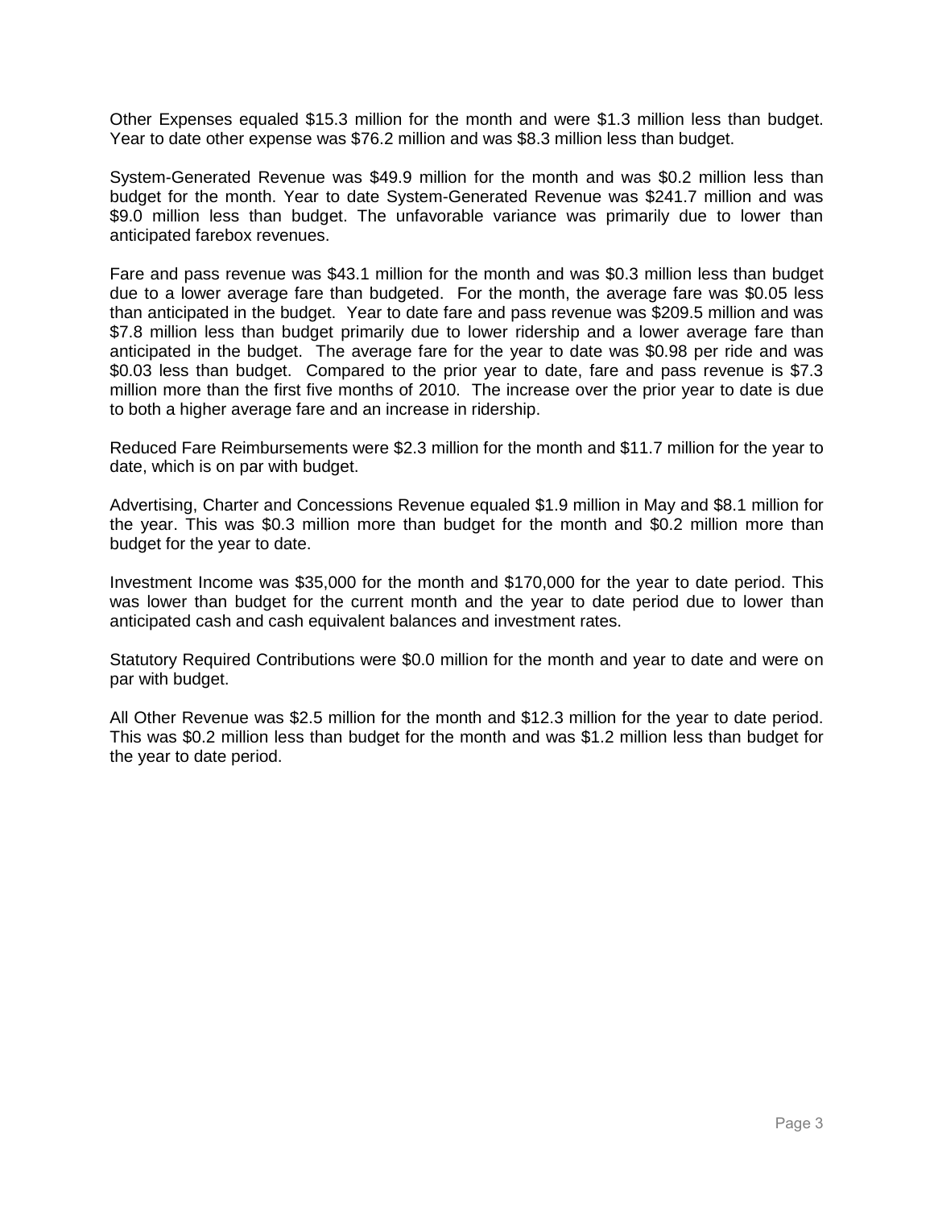Other Expenses equaled \$15.3 million for the month and were \$1.3 million less than budget. Year to date other expense was \$76.2 million and was \$8.3 million less than budget.

System-Generated Revenue was \$49.9 million for the month and was \$0.2 million less than budget for the month. Year to date System-Generated Revenue was \$241.7 million and was \$9.0 million less than budget. The unfavorable variance was primarily due to lower than anticipated farebox revenues.

Fare and pass revenue was \$43.1 million for the month and was \$0.3 million less than budget due to a lower average fare than budgeted. For the month, the average fare was \$0.05 less than anticipated in the budget. Year to date fare and pass revenue was \$209.5 million and was \$7.8 million less than budget primarily due to lower ridership and a lower average fare than anticipated in the budget. The average fare for the year to date was \$0.98 per ride and was \$0.03 less than budget. Compared to the prior year to date, fare and pass revenue is \$7.3 million more than the first five months of 2010. The increase over the prior year to date is due to both a higher average fare and an increase in ridership.

Reduced Fare Reimbursements were \$2.3 million for the month and \$11.7 million for the year to date, which is on par with budget.

Advertising, Charter and Concessions Revenue equaled \$1.9 million in May and \$8.1 million for the year. This was \$0.3 million more than budget for the month and \$0.2 million more than budget for the year to date.

Investment Income was \$35,000 for the month and \$170,000 for the year to date period. This was lower than budget for the current month and the year to date period due to lower than anticipated cash and cash equivalent balances and investment rates.

Statutory Required Contributions were \$0.0 million for the month and year to date and were on par with budget.

All Other Revenue was \$2.5 million for the month and \$12.3 million for the year to date period. This was \$0.2 million less than budget for the month and was \$1.2 million less than budget for the year to date period.